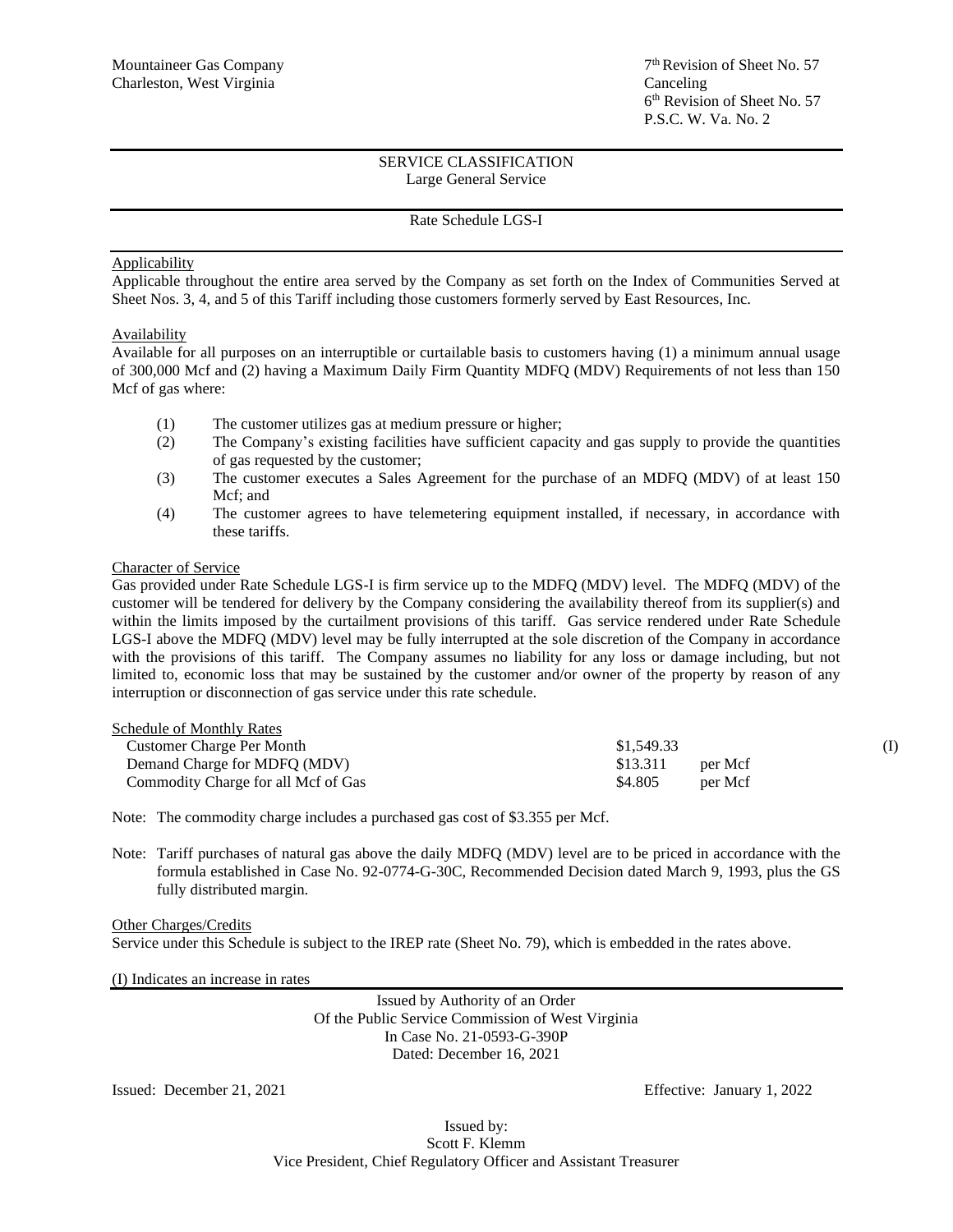Mountaineer Gas Company
Charleston, West Virginia

7th Revision of Sheet No. 57
Canceling
6th Revision of Sheet No. 57
P.S.C. W. Va. No. 2

## SERVICE CLASSIFICATION
### Large General Service

### Rate Schedule LGS-I

Applicability

Applicable throughout the entire area served by the Company as set forth on the Index of Communities Served at Sheet Nos. 3, 4, and 5 of this Tariff including those customers formerly served by East Resources, Inc.

Availability

Available for all purposes on an interruptible or curtailable basis to customers having (1) a minimum annual usage of 300,000 Mcf and (2) having a Maximum Daily Firm Quantity MDFQ (MDV) Requirements of not less than 150 Mcf of gas where:

(1) The customer utilizes gas at medium pressure or higher;
(2) The Company's existing facilities have sufficient capacity and gas supply to provide the quantities of gas requested by the customer;
(3) The customer executes a Sales Agreement for the purchase of an MDFQ (MDV) of at least 150 Mcf; and
(4) The customer agrees to have telemetering equipment installed, if necessary, in accordance with these tariffs.

Character of Service

Gas provided under Rate Schedule LGS-I is firm service up to the MDFQ (MDV) level. The MDFQ (MDV) of the customer will be tendered for delivery by the Company considering the availability thereof from its supplier(s) and within the limits imposed by the curtailment provisions of this tariff. Gas service rendered under Rate Schedule LGS-I above the MDFQ (MDV) level may be fully interrupted at the sole discretion of the Company in accordance with the provisions of this tariff. The Company assumes no liability for any loss or damage including, but not limited to, economic loss that may be sustained by the customer and/or owner of the property by reason of any interruption or disconnection of gas service under this rate schedule.

Schedule of Monthly Rates

| | | | |
|---|---|---|---|
| Customer Charge Per Month | $1,549.33 | | (I) |
| Demand Charge for MDFQ (MDV) | $13.311 | per Mcf | |
| Commodity Charge for all Mcf of Gas | $4.805 | per Mcf | |

Note: The commodity charge includes a purchased gas cost of $3.355 per Mcf.

Note: Tariff purchases of natural gas above the daily MDFQ (MDV) level are to be priced in accordance with the formula established in Case No. 92-0774-G-30C, Recommended Decision dated March 9, 1993, plus the GS fully distributed margin.

Other Charges/Credits

Service under this Schedule is subject to the IREP rate (Sheet No. 79), which is embedded in the rates above.

(I) Indicates an increase in rates

Issued by Authority of an Order
Of the Public Service Commission of West Virginia
In Case No. 21-0593-G-390P
Dated: December 16, 2021

Issued: December 21, 2021

Effective: January 1, 2022

Issued by:
Scott F. Klemm
Vice President, Chief Regulatory Officer and Assistant Treasurer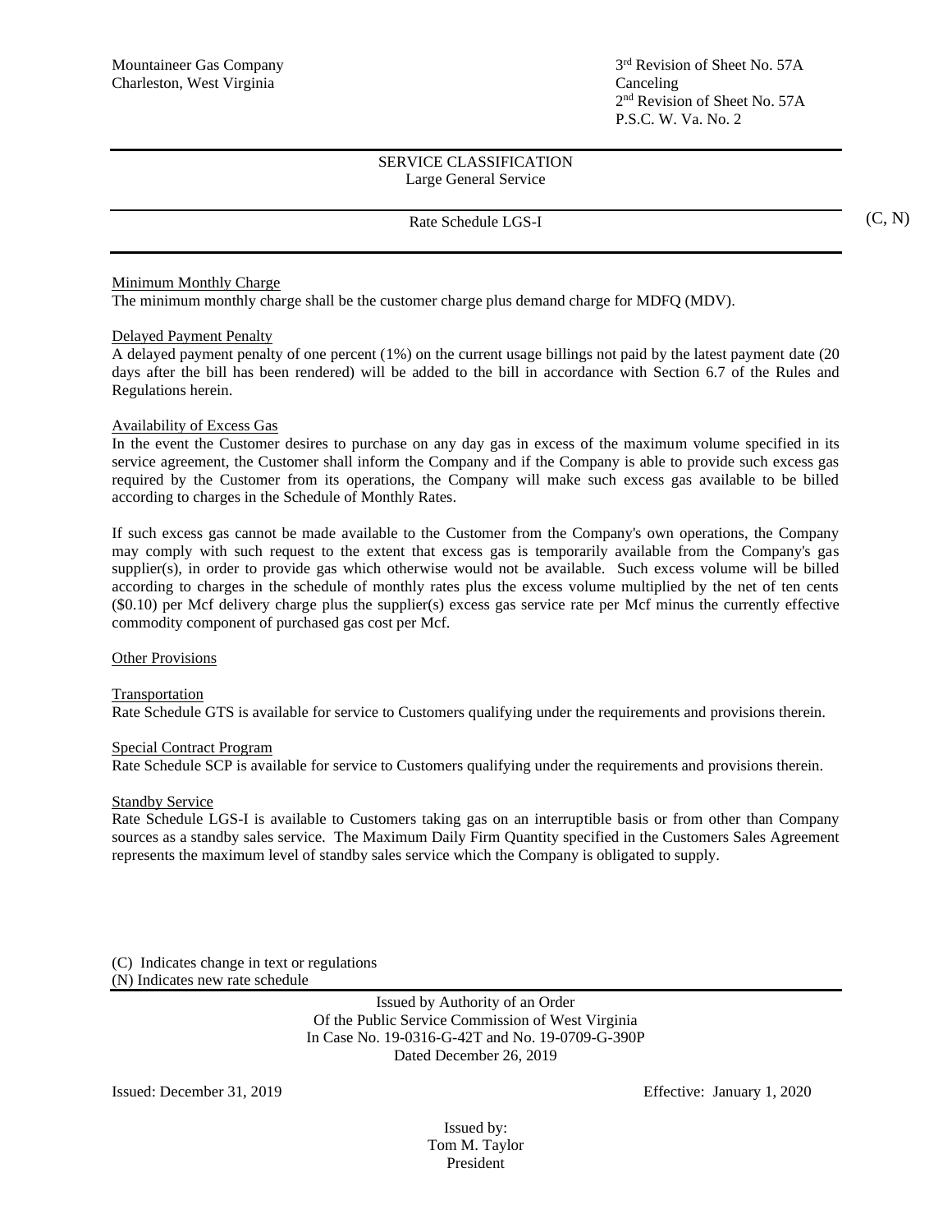Mountaineer Gas Company
Charleston, West Virginia

3rd Revision of Sheet No. 57A
Canceling
2nd Revision of Sheet No. 57A
P.S.C. W. Va. No. 2

SERVICE CLASSIFICATION
Large General Service

Rate Schedule LGS-I (C, N)

Minimum Monthly Charge
The minimum monthly charge shall be the customer charge plus demand charge for MDFQ (MDV).

Delayed Payment Penalty
A delayed payment penalty of one percent (1%) on the current usage billings not paid by the latest payment date (20 days after the bill has been rendered) will be added to the bill in accordance with Section 6.7 of the Rules and Regulations herein.

Availability of Excess Gas
In the event the Customer desires to purchase on any day gas in excess of the maximum volume specified in its service agreement, the Customer shall inform the Company and if the Company is able to provide such excess gas required by the Customer from its operations, the Company will make such excess gas available to be billed according to charges in the Schedule of Monthly Rates.

If such excess gas cannot be made available to the Customer from the Company's own operations, the Company may comply with such request to the extent that excess gas is temporarily available from the Company's gas supplier(s), in order to provide gas which otherwise would not be available. Such excess volume will be billed according to charges in the schedule of monthly rates plus the excess volume multiplied by the net of ten cents ($0.10) per Mcf delivery charge plus the supplier(s) excess gas service rate per Mcf minus the currently effective commodity component of purchased gas cost per Mcf.

Other Provisions

Transportation
Rate Schedule GTS is available for service to Customers qualifying under the requirements and provisions therein.

Special Contract Program
Rate Schedule SCP is available for service to Customers qualifying under the requirements and provisions therein.

Standby Service
Rate Schedule LGS-I is available to Customers taking gas on an interruptible basis or from other than Company sources as a standby sales service. The Maximum Daily Firm Quantity specified in the Customers Sales Agreement represents the maximum level of standby sales service which the Company is obligated to supply.

(C) Indicates change in text or regulations
(N) Indicates new rate schedule

Issued by Authority of an Order
Of the Public Service Commission of West Virginia
In Case No. 19-0316-G-42T and No. 19-0709-G-390P
Dated December 26, 2019

Issued: December 31, 2019

Effective: January 1, 2020

Issued by:
Tom M. Taylor
President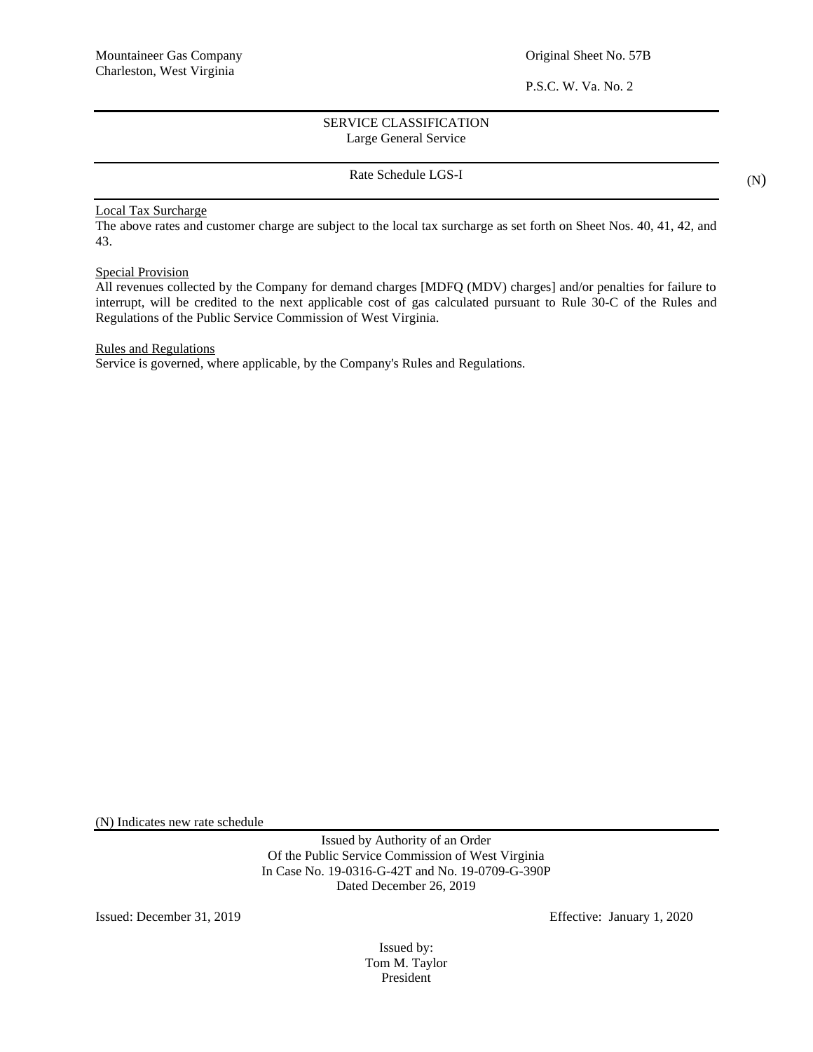Mountaineer Gas Company
Charleston, West Virginia

Original Sheet No. 57B

P.S.C. W. Va. No. 2

SERVICE CLASSIFICATION
Large General Service

Rate Schedule LGS-I (N)

Local Tax Surcharge
The above rates and customer charge are subject to the local tax surcharge as set forth on Sheet Nos. 40, 41, 42, and 43.

Special Provision
All revenues collected by the Company for demand charges [MDFQ (MDV) charges] and/or penalties for failure to interrupt, will be credited to the next applicable cost of gas calculated pursuant to Rule 30-C of the Rules and Regulations of the Public Service Commission of West Virginia.

Rules and Regulations
Service is governed, where applicable, by the Company's Rules and Regulations.

(N) Indicates new rate schedule

Issued by Authority of an Order
Of the Public Service Commission of West Virginia
In Case No. 19-0316-G-42T and No. 19-0709-G-390P
Dated December 26, 2019

Issued: December 31, 2019

Effective: January 1, 2020

Issued by:
Tom M. Taylor
President